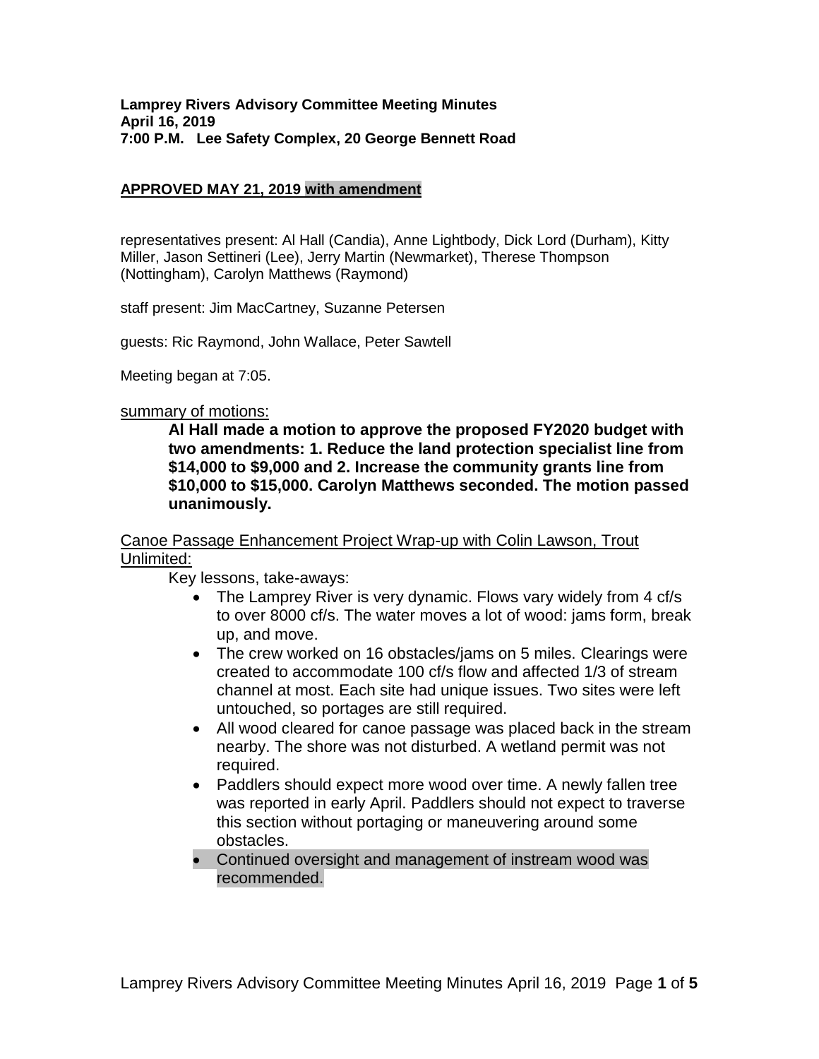**Lamprey Rivers Advisory Committee Meeting Minutes**
**April 16, 2019**
**7:00 P.M. Lee Safety Complex, 20 George Bennett Road**

**APPROVED MAY 21, 2019 with amendment**

representatives present: Al Hall (Candia), Anne Lightbody, Dick Lord (Durham), Kitty Miller, Jason Settineri (Lee), Jerry Martin (Newmarket), Therese Thompson (Nottingham), Carolyn Matthews (Raymond)

staff present: Jim MacCartney, Suzanne Petersen

guests: Ric Raymond, John Wallace, Peter Sawtell

Meeting began at 7:05.

summary of motions:

> **Al Hall made a motion to approve the proposed FY2020 budget with two amendments: 1. Reduce the land protection specialist line from \$14,000 to \$9,000 and 2. Increase the community grants line from \$10,000 to \$15,000. Carolyn Matthews seconded. The motion passed unanimously.**

Canoe Passage Enhancement Project Wrap-up with Colin Lawson, Trout Unlimited:

Key lessons, take-aways:

- The Lamprey River is very dynamic. Flows vary widely from 4 cf/s to over 8000 cf/s. The water moves a lot of wood: jams form, break up, and move.
- The crew worked on 16 obstacles/jams on 5 miles. Clearings were created to accommodate 100 cf/s flow and affected 1/3 of stream channel at most. Each site had unique issues. Two sites were left untouched, so portages are still required.
- All wood cleared for canoe passage was placed back in the stream nearby. The shore was not disturbed. A wetland permit was not required.
- Paddlers should expect more wood over time. A newly fallen tree was reported in early April. Paddlers should not expect to traverse this section without portaging or maneuvering around some obstacles.
- Continued oversight and management of instream wood was recommended.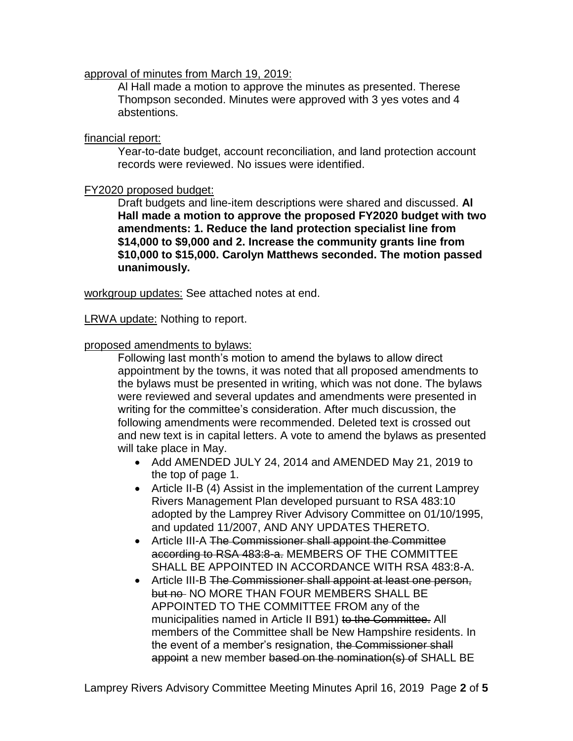approval of minutes from March 19, 2019:

Al Hall made a motion to approve the minutes as presented. Therese Thompson seconded. Minutes were approved with 3 yes votes and 4 abstentions.

financial report:

Year-to-date budget, account reconciliation, and land protection account records were reviewed. No issues were identified.

FY2020 proposed budget:

Draft budgets and line-item descriptions were shared and discussed. **Al Hall made a motion to approve the proposed FY2020 budget with two amendments: 1. Reduce the land protection specialist line from $14,000 to $9,000 and 2. Increase the community grants line from $10,000 to $15,000. Carolyn Matthews seconded. The motion passed unanimously.**

workgroup updates: See attached notes at end.

LRWA update: Nothing to report.

proposed amendments to bylaws:

Following last month's motion to amend the bylaws to allow direct appointment by the towns, it was noted that all proposed amendments to the bylaws must be presented in writing, which was not done. The bylaws were reviewed and several updates and amendments were presented in writing for the committee's consideration. After much discussion, the following amendments were recommended. Deleted text is crossed out and new text is in capital letters. A vote to amend the bylaws as presented will take place in May.

- Add AMENDED JULY 24, 2014 and AMENDED May 21, 2019 to the top of page 1.
- Article II-B (4) Assist in the implementation of the current Lamprey Rivers Management Plan developed pursuant to RSA 483:10 adopted by the Lamprey River Advisory Committee on 01/10/1995, and updated 11/2007, AND ANY UPDATES THERETO.
- Article III-A ~~The Commissioner shall appoint the Committee according to RSA 483:8-a.~~ MEMBERS OF THE COMMITTEE SHALL BE APPOINTED IN ACCORDANCE WITH RSA 483:8-A.
- Article III-B ~~The Commissioner shall appoint at least one person, but no~~ NO MORE THAN FOUR MEMBERS SHALL BE APPOINTED TO THE COMMITTEE FROM any of the municipalities named in Article II B91) ~~to the Committee.~~ All members of the Committee shall be New Hampshire residents. In the event of a member's resignation, ~~the Commissioner shall appoint~~ a new member ~~based on the nomination(s) of~~ SHALL BE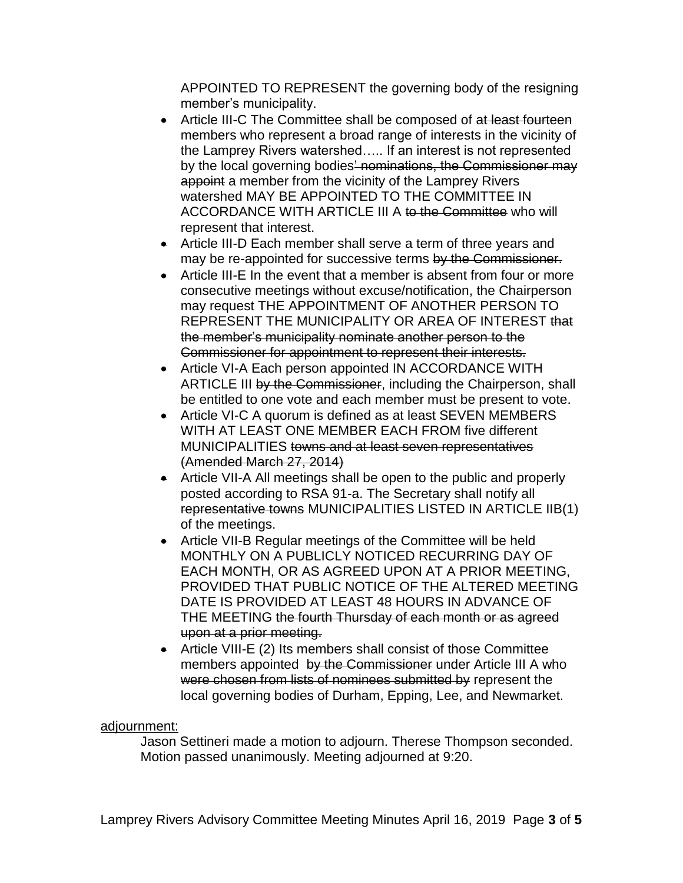APPOINTED TO REPRESENT the governing body of the resigning member's municipality.

- Article III-C The Committee shall be composed of ~~at least fourteen~~ members who represent a broad range of interests in the vicinity of the Lamprey Rivers watershed….. If an interest is not represented by the local governing bodies~~' nominations, the Commissioner may appoint~~ a member from the vicinity of the Lamprey Rivers watershed MAY BE APPOINTED TO THE COMMITTEE IN ACCORDANCE WITH ARTICLE III A ~~to the Committee~~ who will represent that interest.
- Article III-D Each member shall serve a term of three years and may be re-appointed for successive terms ~~by the Commissioner.~~
- Article III-E In the event that a member is absent from four or more consecutive meetings without excuse/notification, the Chairperson may request THE APPOINTMENT OF ANOTHER PERSON TO REPRESENT THE MUNICIPALITY OR AREA OF INTEREST ~~that the member's municipality nominate another person to the Commissioner for appointment to represent their interests.~~
- Article VI-A Each person appointed IN ACCORDANCE WITH ARTICLE III ~~by the Commissioner~~, including the Chairperson, shall be entitled to one vote and each member must be present to vote.
- Article VI-C A quorum is defined as at least SEVEN MEMBERS WITH AT LEAST ONE MEMBER EACH FROM five different MUNICIPALITIES ~~towns and at least seven representatives (Amended March 27, 2014)~~
- Article VII-A All meetings shall be open to the public and properly posted according to RSA 91-a. The Secretary shall notify all ~~representative towns~~ MUNICIPALITIES LISTED IN ARTICLE IIB(1) of the meetings.
- Article VII-B Regular meetings of the Committee will be held MONTHLY ON A PUBLICLY NOTICED RECURRING DAY OF EACH MONTH, OR AS AGREED UPON AT A PRIOR MEETING, PROVIDED THAT PUBLIC NOTICE OF THE ALTERED MEETING DATE IS PROVIDED AT LEAST 48 HOURS IN ADVANCE OF THE MEETING ~~the fourth Thursday of each month or as agreed upon at a prior meeting.~~
- Article VIII-E (2) Its members shall consist of those Committee members appointed ~~by the Commissioner~~ under Article III A who ~~were chosen from lists of nominees submitted by~~ represent the local governing bodies of Durham, Epping, Lee, and Newmarket.

adjournment:

Jason Settineri made a motion to adjourn. Therese Thompson seconded. Motion passed unanimously. Meeting adjourned at 9:20.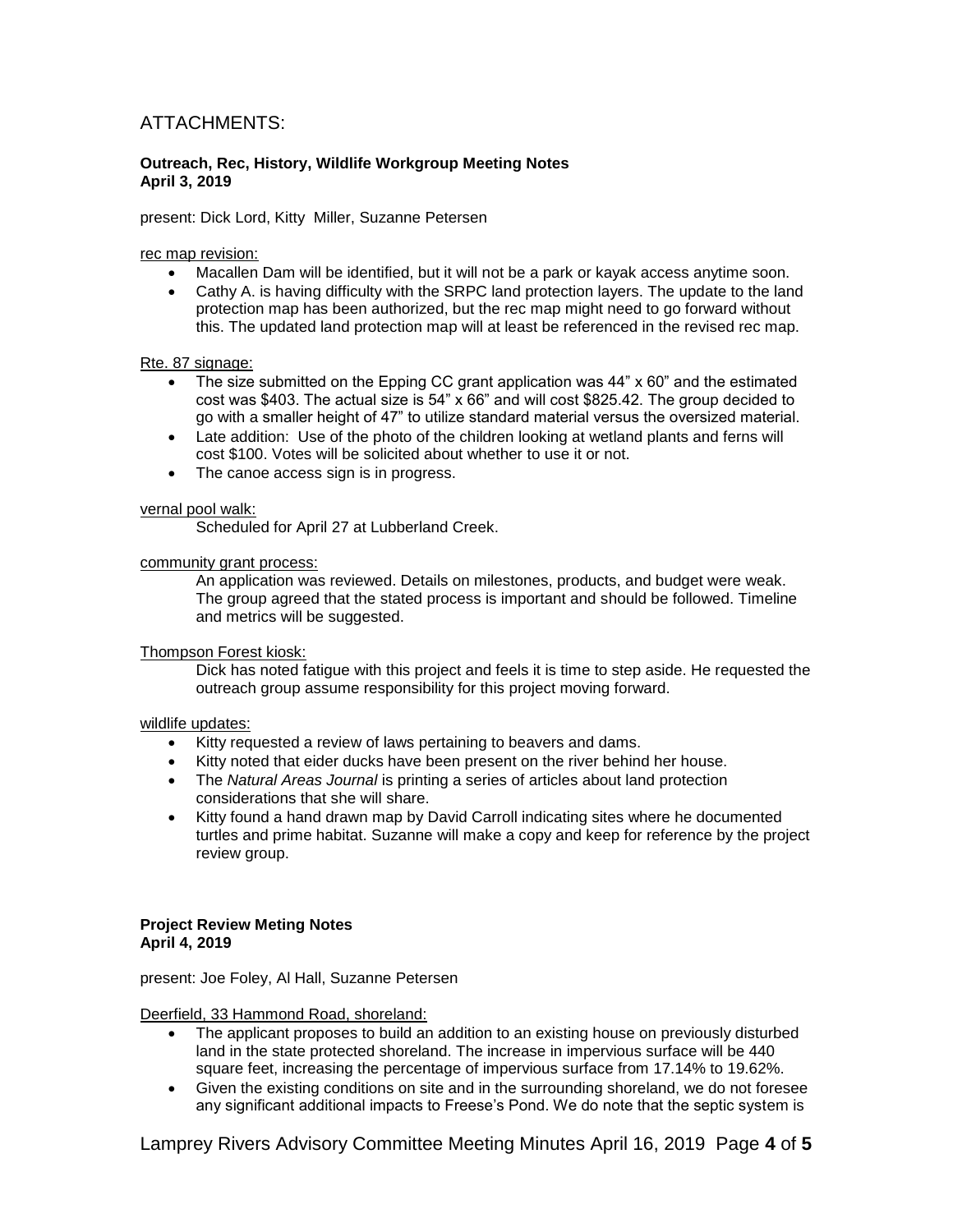## ATTACHMENTS:

**Outreach, Rec, History, Wildlife Workgroup Meeting Notes**
**April 3, 2019**

present: Dick Lord, Kitty Miller, Suzanne Petersen

rec map revision:

- Macallen Dam will be identified, but it will not be a park or kayak access anytime soon.
- Cathy A. is having difficulty with the SRPC land protection layers. The update to the land protection map has been authorized, but the rec map might need to go forward without this. The updated land protection map will at least be referenced in the revised rec map.

Rte. 87 signage:

- The size submitted on the Epping CC grant application was 44" x 60" and the estimated cost was $403. The actual size is 54" x 66" and will cost $825.42. The group decided to go with a smaller height of 47" to utilize standard material versus the oversized material.
- Late addition: Use of the photo of the children looking at wetland plants and ferns will cost $100. Votes will be solicited about whether to use it or not.
- The canoe access sign is in progress.

vernal pool walk:

Scheduled for April 27 at Lubberland Creek.

community grant process:

An application was reviewed. Details on milestones, products, and budget were weak. The group agreed that the stated process is important and should be followed. Timeline and metrics will be suggested.

Thompson Forest kiosk:

Dick has noted fatigue with this project and feels it is time to step aside. He requested the outreach group assume responsibility for this project moving forward.

wildlife updates:

- Kitty requested a review of laws pertaining to beavers and dams.
- Kitty noted that eider ducks have been present on the river behind her house.
- The *Natural Areas Journal* is printing a series of articles about land protection considerations that she will share.
- Kitty found a hand drawn map by David Carroll indicating sites where he documented turtles and prime habitat. Suzanne will make a copy and keep for reference by the project review group.

**Project Review Meting Notes**
**April 4, 2019**

present: Joe Foley, Al Hall, Suzanne Petersen

Deerfield, 33 Hammond Road, shoreland:

- The applicant proposes to build an addition to an existing house on previously disturbed land in the state protected shoreland. The increase in impervious surface will be 440 square feet, increasing the percentage of impervious surface from 17.14% to 19.62%.
- Given the existing conditions on site and in the surrounding shoreland, we do not foresee any significant additional impacts to Freese's Pond. We do note that the septic system is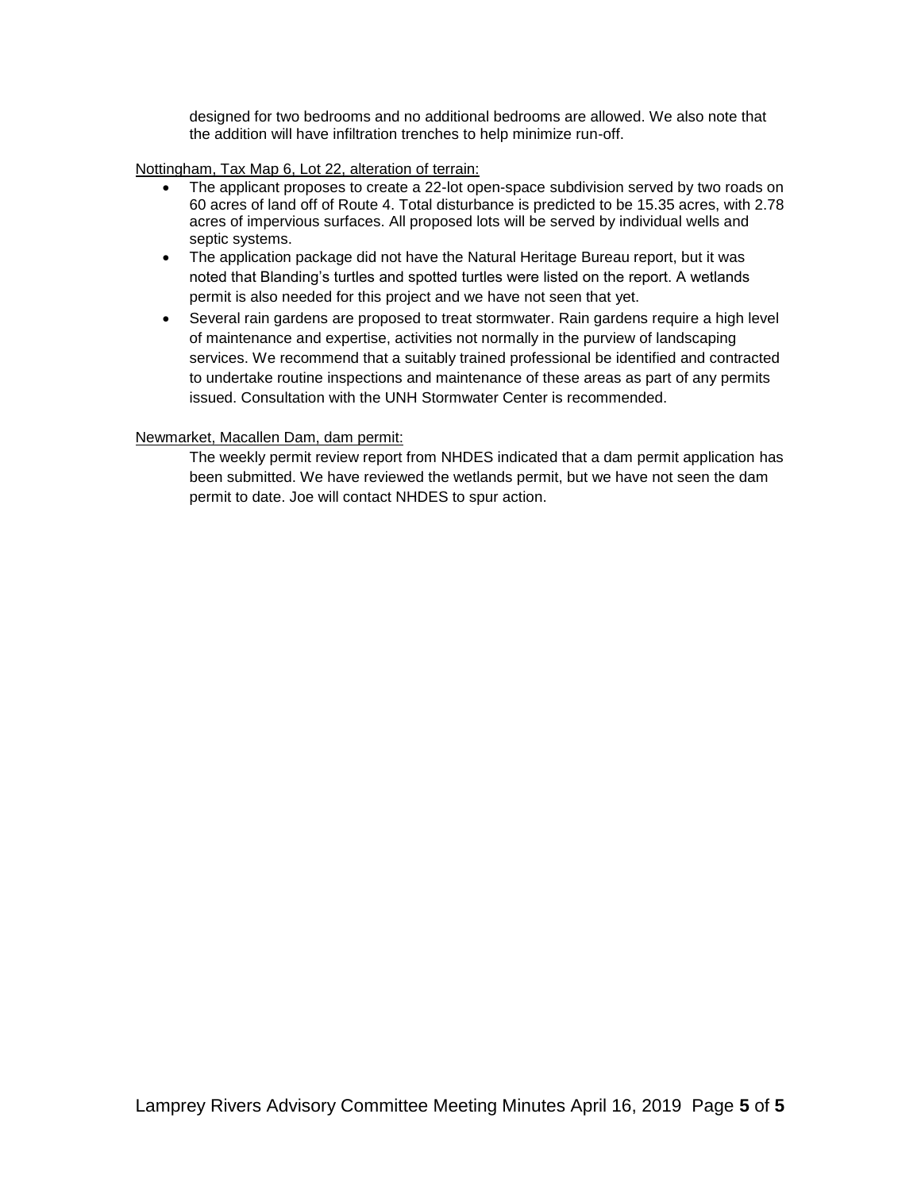designed for two bedrooms and no additional bedrooms are allowed. We also note that the addition will have infiltration trenches to help minimize run-off.

Nottingham, Tax Map 6, Lot 22, alteration of terrain:

- The applicant proposes to create a 22-lot open-space subdivision served by two roads on 60 acres of land off of Route 4. Total disturbance is predicted to be 15.35 acres, with 2.78 acres of impervious surfaces. All proposed lots will be served by individual wells and septic systems.
- The application package did not have the Natural Heritage Bureau report, but it was noted that Blanding's turtles and spotted turtles were listed on the report. A wetlands permit is also needed for this project and we have not seen that yet.
- Several rain gardens are proposed to treat stormwater. Rain gardens require a high level of maintenance and expertise, activities not normally in the purview of landscaping services. We recommend that a suitably trained professional be identified and contracted to undertake routine inspections and maintenance of these areas as part of any permits issued. Consultation with the UNH Stormwater Center is recommended.

Newmarket, Macallen Dam, dam permit:

The weekly permit review report from NHDES indicated that a dam permit application has been submitted. We have reviewed the wetlands permit, but we have not seen the dam permit to date. Joe will contact NHDES to spur action.